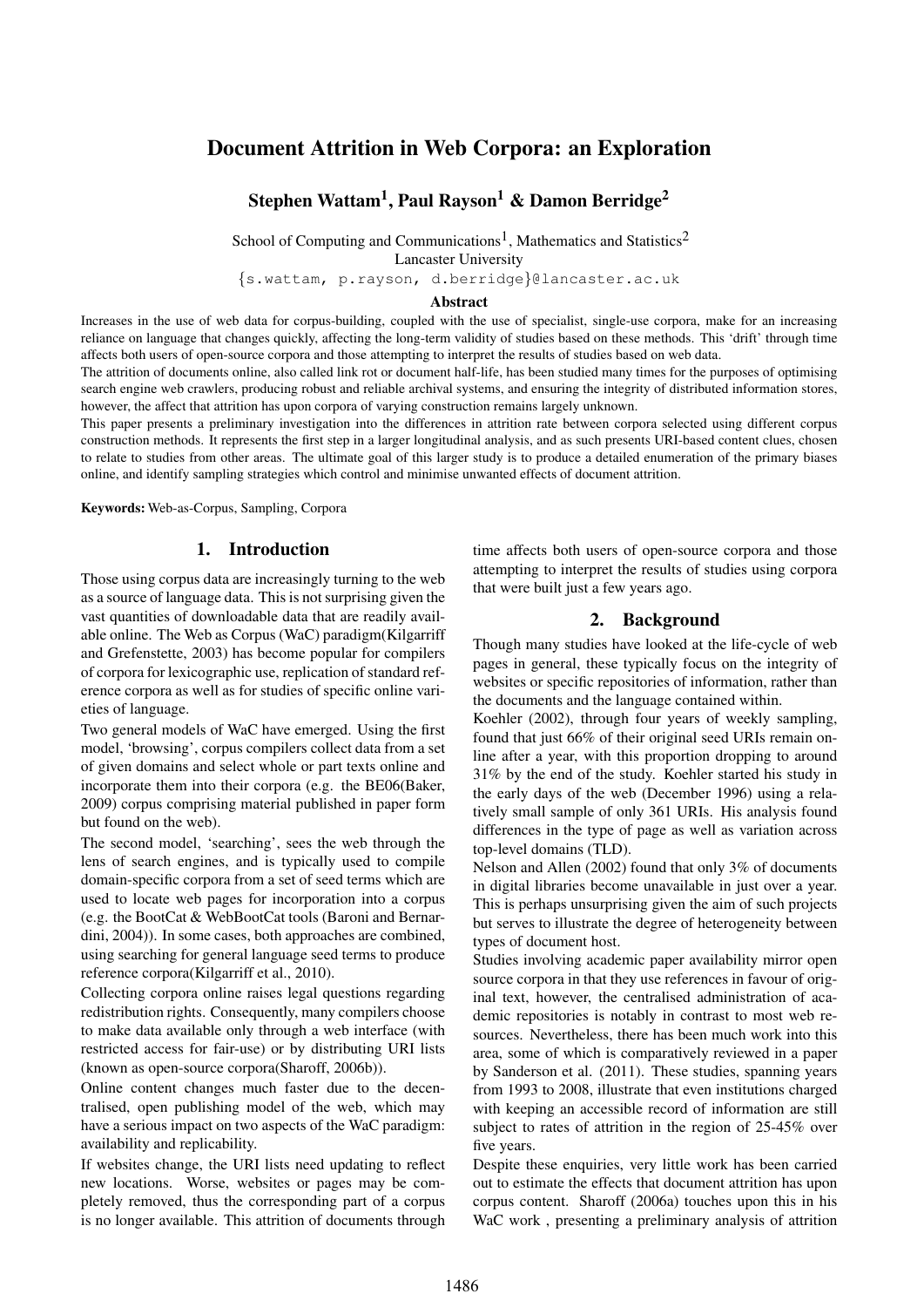# Document Attrition in Web Corpora: an Exploration

**Stephen Wattam[1], Paul Rayson[1] & Damon Berridge[2]**

School of Computing and Communications[1], Mathematics and Statistics[2]
Lancaster University
{s.wattam, p.rayson, d.berridge}@lancaster.ac.uk

### Abstract

Increases in the use of web data for corpus-building, coupled with the use of specialist, single-use corpora, make for an increasing reliance on language that changes quickly, affecting the long-term validity of studies based on these methods. This 'drift' through time affects both users of open-source corpora and those attempting to interpret the results of studies based on web data.

The attrition of documents online, also called link rot or document half-life, has been studied many times for the purposes of optimising search engine web crawlers, producing robust and reliable archival systems, and ensuring the integrity of distributed information stores, however, the affect that attrition has upon corpora of varying construction remains largely unknown.

This paper presents a preliminary investigation into the differences in attrition rate between corpora selected using different corpus construction methods. It represents the first step in a larger longitudinal analysis, and as such presents URI-based content clues, chosen to relate to studies from other areas. The ultimate goal of this larger study is to produce a detailed enumeration of the primary biases online, and identify sampling strategies which control and minimise unwanted effects of document attrition.

**Keywords:** Web-as-Corpus, Sampling, Corpora

## 1. Introduction

Those using corpus data are increasingly turning to the web as a source of language data. This is not surprising given the vast quantities of downloadable data that are readily available online. The Web as Corpus (WaC) paradigm(Kilgarriff and Grefenstette, 2003) has become popular for compilers of corpora for lexicographic use, replication of standard reference corpora as well as for studies of specific online varieties of language.

Two general models of WaC have emerged. Using the first model, 'browsing', corpus compilers collect data from a set of given domains and select whole or part texts online and incorporate them into their corpora (e.g. the BE06(Baker, 2009) corpus comprising material published in paper form but found on the web).

The second model, 'searching', sees the web through the lens of search engines, and is typically used to compile domain-specific corpora from a set of seed terms which are used to locate web pages for incorporation into a corpus (e.g. the BootCat & WebBootCat tools (Baroni and Bernardini, 2004)). In some cases, both approaches are combined, using searching for general language seed terms to produce reference corpora(Kilgarriff et al., 2010).

Collecting corpora online raises legal questions regarding redistribution rights. Consequently, many compilers choose to make data available only through a web interface (with restricted access for fair-use) or by distributing URI lists (known as open-source corpora(Sharoff, 2006b)).

Online content changes much faster due to the decentralised, open publishing model of the web, which may have a serious impact on two aspects of the WaC paradigm: availability and replicability.

If websites change, the URI lists need updating to reflect new locations. Worse, websites or pages may be completely removed, thus the corresponding part of a corpus is no longer available. This attrition of documents through time affects both users of open-source corpora and those attempting to interpret the results of studies using corpora that were built just a few years ago.

## 2. Background

Though many studies have looked at the life-cycle of web pages in general, these typically focus on the integrity of websites or specific repositories of information, rather than the documents and the language contained within.

Koehler (2002), through four years of weekly sampling, found that just 66% of their original seed URIs remain online after a year, with this proportion dropping to around 31% by the end of the study. Koehler started his study in the early days of the web (December 1996) using a relatively small sample of only 361 URIs. His analysis found differences in the type of page as well as variation across top-level domains (TLD).

Nelson and Allen (2002) found that only 3% of documents in digital libraries become unavailable in just over a year. This is perhaps unsurprising given the aim of such projects but serves to illustrate the degree of heterogeneity between types of document host.

Studies involving academic paper availability mirror open source corpora in that they use references in favour of original text, however, the centralised administration of academic repositories is notably in contrast to most web resources. Nevertheless, there has been much work into this area, some of which is comparatively reviewed in a paper by Sanderson et al. (2011). These studies, spanning years from 1993 to 2008, illustrate that even institutions charged with keeping an accessible record of information are still subject to rates of attrition in the region of 25-45% over five years.

Despite these enquiries, very little work has been carried out to estimate the effects that document attrition has upon corpus content. Sharoff (2006a) touches upon this in his WaC work , presenting a preliminary analysis of attrition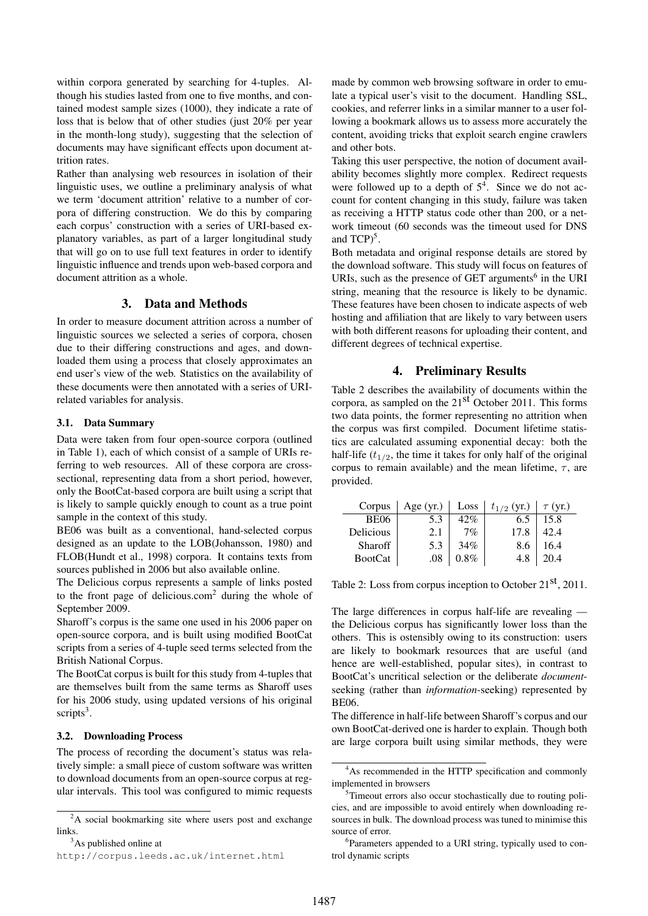within corpora generated by searching for 4-tuples. Although his studies lasted from one to five months, and contained modest sample sizes (1000), they indicate a rate of loss that is below that of other studies (just 20% per year in the month-long study), suggesting that the selection of documents may have significant effects upon document attrition rates.

Rather than analysing web resources in isolation of their linguistic uses, we outline a preliminary analysis of what we term 'document attrition' relative to a number of corpora of differing construction. We do this by comparing each corpus' construction with a series of URI-based explanatory variables, as part of a larger longitudinal study that will go on to use full text features in order to identify linguistic influence and trends upon web-based corpora and document attrition as a whole.

## 3. Data and Methods

In order to measure document attrition across a number of linguistic sources we selected a series of corpora, chosen due to their differing constructions and ages, and downloaded them using a process that closely approximates an end user's view of the web. Statistics on the availability of these documents were then annotated with a series of URI-related variables for analysis.

### 3.1. Data Summary

Data were taken from four open-source corpora (outlined in Table 1), each of which consist of a sample of URIs referring to web resources. All of these corpora are cross-sectional, representing data from a short period, however, only the BootCat-based corpora are built using a script that is likely to sample quickly enough to count as a true point sample in the context of this study.

BE06 was built as a conventional, hand-selected corpus designed as an update to the LOB(Johansson, 1980) and FLOB(Hundt et al., 1998) corpora. It contains texts from sources published in 2006 but also available online.

The Delicious corpus represents a sample of links posted to the front page of delicious.com[2] during the whole of September 2009.

Sharoff's corpus is the same one used in his 2006 paper on open-source corpora, and is built using modified BootCat scripts from a series of 4-tuple seed terms selected from the British National Corpus.

The BootCat corpus is built for this study from 4-tuples that are themselves built from the same terms as Sharoff uses for his 2006 study, using updated versions of his original scripts[3].

### 3.2. Downloading Process

The process of recording the document's status was relatively simple: a small piece of custom software was written to download documents from an open-source corpus at regular intervals. This tool was configured to mimic requests made by common web browsing software in order to emulate a typical user's visit to the document. Handling SSL, cookies, and referrer links in a similar manner to a user following a bookmark allows us to assess more accurately the content, avoiding tricks that exploit search engine crawlers and other bots.

Taking this user perspective, the notion of document availability becomes slightly more complex. Redirect requests were followed up to a depth of 5[4]. Since we do not account for content changing in this study, failure was taken as receiving a HTTP status code other than 200, or a network timeout (60 seconds was the timeout used for DNS and TCP)[5].

Both metadata and original response details are stored by the download software. This study will focus on features of URIs, such as the presence of GET arguments[6] in the URI string, meaning that the resource is likely to be dynamic. These features have been chosen to indicate aspects of web hosting and affiliation that are likely to vary between users with both different reasons for uploading their content, and different degrees of technical expertise.

## 4. Preliminary Results

Table 2 describes the availability of documents within the corpora, as sampled on the 21[st] October 2011. This forms two data points, the former representing no attrition when the corpus was first compiled. Document lifetime statistics are calculated assuming exponential decay: both the half-life ($t_{1/2}$, the time it takes for only half of the original corpus to remain available) and the mean lifetime, $\tau$, are provided.

| Corpus | Age (yr.) | Loss | $t_{1/2}$ (yr.) | $\tau$ (yr.) |
|---|---|---|---|---|
| BE06 | 5.3 | 42% | 6.5 | 15.8 |
| Delicious | 2.1 | 7% | 17.8 | 42.4 |
| Sharoff | 5.3 | 34% | 8.6 | 16.4 |
| BootCat | .08 | 0.8% | 4.8 | 20.4 |

Table 2: Loss from corpus inception to October 21[st], 2011.

The large differences in corpus half-life are revealing — the Delicious corpus has significantly lower loss than the others. This is ostensibly owing to its construction: users are likely to bookmark resources that are useful (and hence are well-established, popular sites), in contrast to BootCat's uncritical selection or the deliberate *document*-seeking (rather than *information*-seeking) represented by BE06.

The difference in half-life between Sharoff's corpus and our own BootCat-derived one is harder to explain. Though both are large corpora built using similar methods, they were

[2] A social bookmarking site where users post and exchange links.

[3] As published online at http://corpus.leeds.ac.uk/internet.html

[4] As recommended in the HTTP specification and commonly implemented in browsers

[5] Timeout errors also occur stochastically due to routing policies, and are impossible to avoid entirely when downloading resources in bulk. The download process was tuned to minimise this source of error.

[6] Parameters appended to a URI string, typically used to control dynamic scripts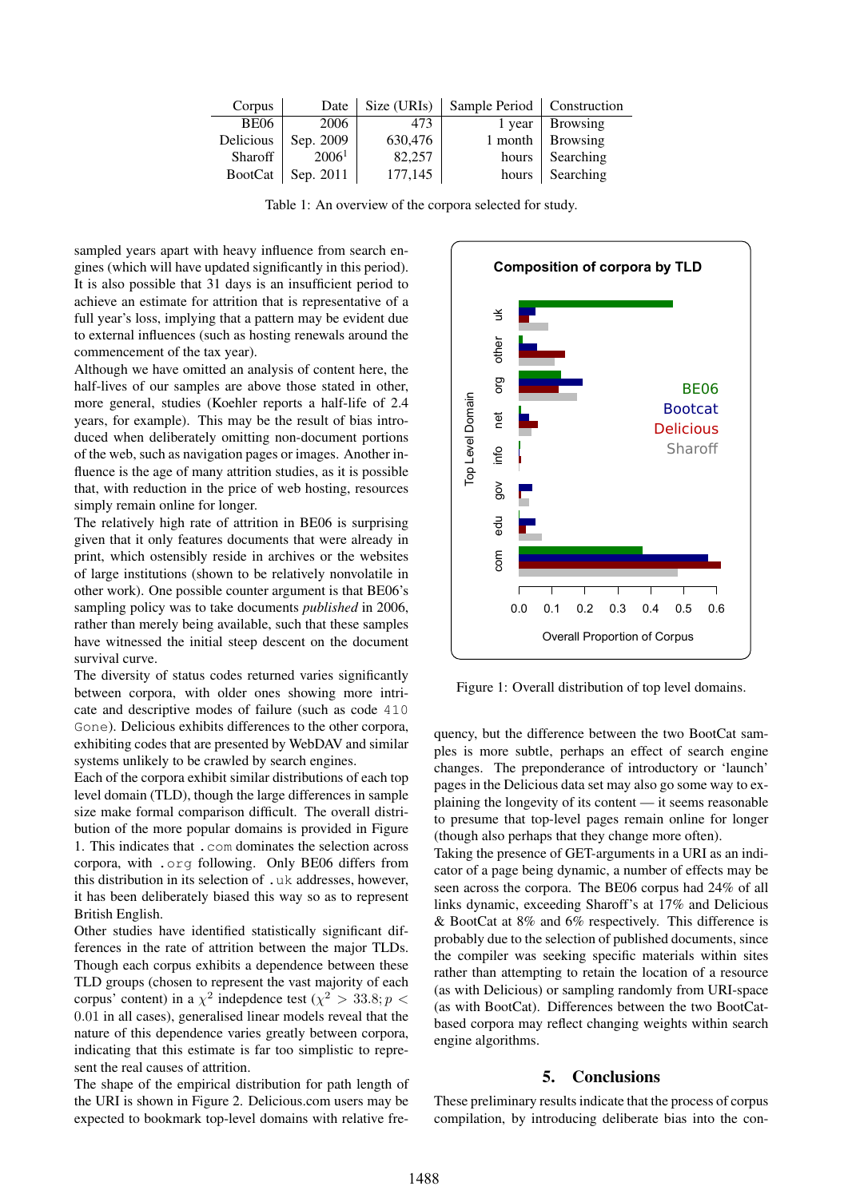| Corpus | Date | Size (URIs) | Sample Period | Construction |
|---|---|---|---|---|
| BE06 | 2006 | 473 | 1 year | Browsing |
| Delicious | Sep. 2009 | 630,476 | 1 month | Browsing |
| Sharoff | 2006[1] | 82,257 | hours | Searching |
| BootCat | Sep. 2011 | 177,145 | hours | Searching |

Table 1: An overview of the corpora selected for study.

sampled years apart with heavy influence from search engines (which will have updated significantly in this period). It is also possible that 31 days is an insufficient period to achieve an estimate for attrition that is representative of a full year's loss, implying that a pattern may be evident due to external influences (such as hosting renewals around the commencement of the tax year).

Although we have omitted an analysis of content here, the half-lives of our samples are above those stated in other, more general, studies (Koehler reports a half-life of 2.4 years, for example). This may be the result of bias introduced when deliberately omitting non-document portions of the web, such as navigation pages or images. Another influence is the age of many attrition studies, as it is possible that, with reduction in the price of web hosting, resources simply remain online for longer.

The relatively high rate of attrition in BE06 is surprising given that it only features documents that were already in print, which ostensibly reside in archives or the websites of large institutions (shown to be relatively nonvolatile in other work). One possible counter argument is that BE06's sampling policy was to take documents *published* in 2006, rather than merely being available, such that these samples have witnessed the initial steep descent on the document survival curve.

The diversity of status codes returned varies significantly between corpora, with older ones showing more intricate and descriptive modes of failure (such as code `410 Gone`). Delicious exhibits differences to the other corpora, exhibiting codes that are presented by WebDAV and similar systems unlikely to be crawled by search engines.

Each of the corpora exhibit similar distributions of each top level domain (TLD), though the large differences in sample size make formal comparison difficult. The overall distribution of the more popular domains is provided in Figure 1. This indicates that `.com` dominates the selection across corpora, with `.org` following. Only BE06 differs from this distribution in its selection of `.uk` addresses, however, it has been deliberately biased this way so as to represent British English.

Other studies have identified statistically significant differences in the rate of attrition between the major TLDs. Though each corpus exhibits a dependence between these TLD groups (chosen to represent the vast majority of each corpus' content) in a $\chi^2$ indepdence test ($\chi^2 > 33.8; p < 0.01$ in all cases), generalised linear models reveal that the nature of this dependence varies greatly between corpora, indicating that this estimate is far too simplistic to represent the real causes of attrition.

The shape of the empirical distribution for path length of the URI is shown in Figure 2. Delicious.com users may be expected to bookmark top-level domains with relative frequency, but the difference between the two BootCat samples is more subtle, perhaps an effect of search engine changes. The preponderance of introductory or 'launch' pages in the Delicious data set may also go some way to explaining the longevity of its content — it seems reasonable to presume that top-level pages remain online for longer (though also perhaps that they change more often).

Figure 1: Overall distribution of top level domains.

Taking the presence of GET-arguments in a URI as an indicator of a page being dynamic, a number of effects may be seen across the corpora. The BE06 corpus had 24% of all links dynamic, exceeding Sharoff's at 17% and Delicious & BootCat at 8% and 6% respectively. This difference is probably due to the selection of published documents, since the compiler was seeking specific materials within sites rather than attempting to retain the location of a resource (as with Delicious) or sampling randomly from URI-space (as with BootCat). Differences between the two BootCat-based corpora may reflect changing weights within search engine algorithms.

## 5. Conclusions

These preliminary results indicate that the process of corpus compilation, by introducing deliberate bias into the con-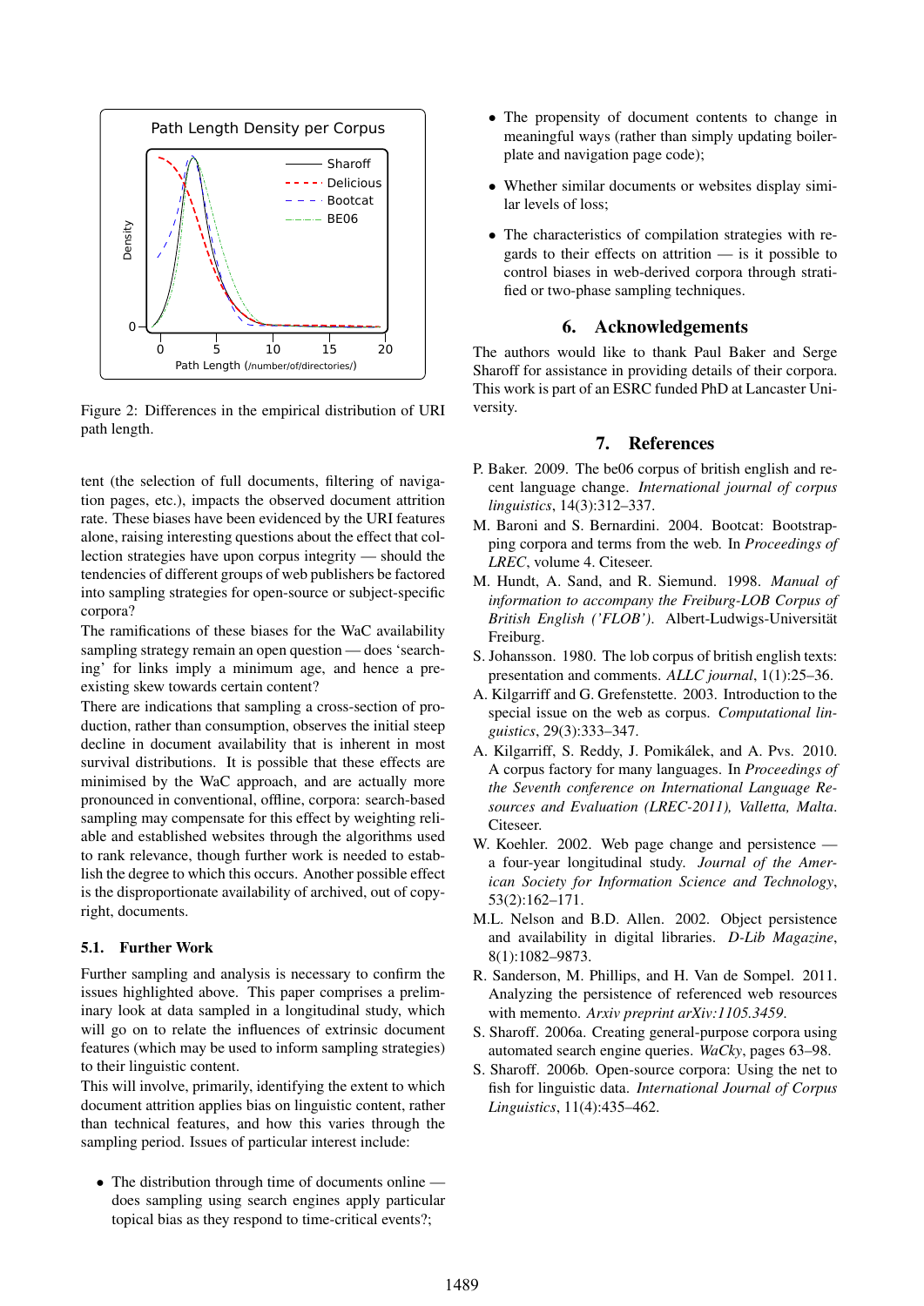Path Length Density per Corpus

Density

0

Sharoff
Delicious
Bootcat
BE06

0 5 10 15 20

Path Length (/number/of/directories/)

Figure 2: Differences in the empirical distribution of URI path length.

tent (the selection of full documents, filtering of navigation pages, etc.), impacts the observed document attrition rate. These biases have been evidenced by the URI features alone, raising interesting questions about the effect that collection strategies have upon corpus integrity — should the tendencies of different groups of web publishers be factored into sampling strategies for open-source or subject-specific corpora?

The ramifications of these biases for the WaC availability sampling strategy remain an open question — does 'searching' for links imply a minimum age, and hence a pre-existing skew towards certain content?

There are indications that sampling a cross-section of production, rather than consumption, observes the initial steep decline in document availability that is inherent in most survival distributions. It is possible that these effects are minimised by the WaC approach, and are actually more pronounced in conventional, offline, corpora: search-based sampling may compensate for this effect by weighting reliable and established websites through the algorithms used to rank relevance, though further work is needed to establish the degree to which this occurs. Another possible effect is the disproportionate availability of archived, out of copyright, documents.

### 5.1. Further Work

Further sampling and analysis is necessary to confirm the issues highlighted above. This paper comprises a preliminary look at data sampled in a longitudinal study, which will go on to relate the influences of extrinsic document features (which may be used to inform sampling strategies) to their linguistic content.

This will involve, primarily, identifying the extent to which document attrition applies bias on linguistic content, rather than technical features, and how this varies through the sampling period. Issues of particular interest include:

- The distribution through time of documents online — does sampling using search engines apply particular topical bias as they respond to time-critical events?;
- The propensity of document contents to change in meaningful ways (rather than simply updating boilerplate and navigation page code);
- Whether similar documents or websites display similar levels of loss;
- The characteristics of compilation strategies with regards to their effects on attrition — is it possible to control biases in web-derived corpora through stratified or two-phase sampling techniques.

## 6. Acknowledgements

The authors would like to thank Paul Baker and Serge Sharoff for assistance in providing details of their corpora. This work is part of an ESRC funded PhD at Lancaster University.

## 7. References

P. Baker. 2009. The be06 corpus of british english and recent language change. *International journal of corpus linguistics*, 14(3):312–337.

M. Baroni and S. Bernardini. 2004. Bootcat: Bootstrapping corpora and terms from the web. In *Proceedings of LREC*, volume 4. Citeseer.

M. Hundt, A. Sand, and R. Siemund. 1998. *Manual of information to accompany the Freiburg-LOB Corpus of British English ('FLOB')*. Albert-Ludwigs-Universität Freiburg.

S. Johansson. 1980. The lob corpus of british english texts: presentation and comments. *ALLC journal*, 1(1):25–36.

A. Kilgarriff and G. Grefenstette. 2003. Introduction to the special issue on the web as corpus. *Computational linguistics*, 29(3):333–347.

A. Kilgarriff, S. Reddy, J. Pomikálek, and A. Pvs. 2010. A corpus factory for many languages. In *Proceedings of the Seventh conference on International Language Resources and Evaluation (LREC-2011), Valletta, Malta*. Citeseer.

W. Koehler. 2002. Web page change and persistence — a four-year longitudinal study. *Journal of the American Society for Information Science and Technology*, 53(2):162–171.

M.L. Nelson and B.D. Allen. 2002. Object persistence and availability in digital libraries. *D-Lib Magazine*, 8(1):1082–9873.

R. Sanderson, M. Phillips, and H. Van de Sompel. 2011. Analyzing the persistence of referenced web resources with memento. *Arxiv preprint arXiv:1105.3459*.

S. Sharoff. 2006a. Creating general-purpose corpora using automated search engine queries. *WaCky*, pages 63–98.

S. Sharoff. 2006b. Open-source corpora: Using the net to fish for linguistic data. *International Journal of Corpus Linguistics*, 11(4):435–462.